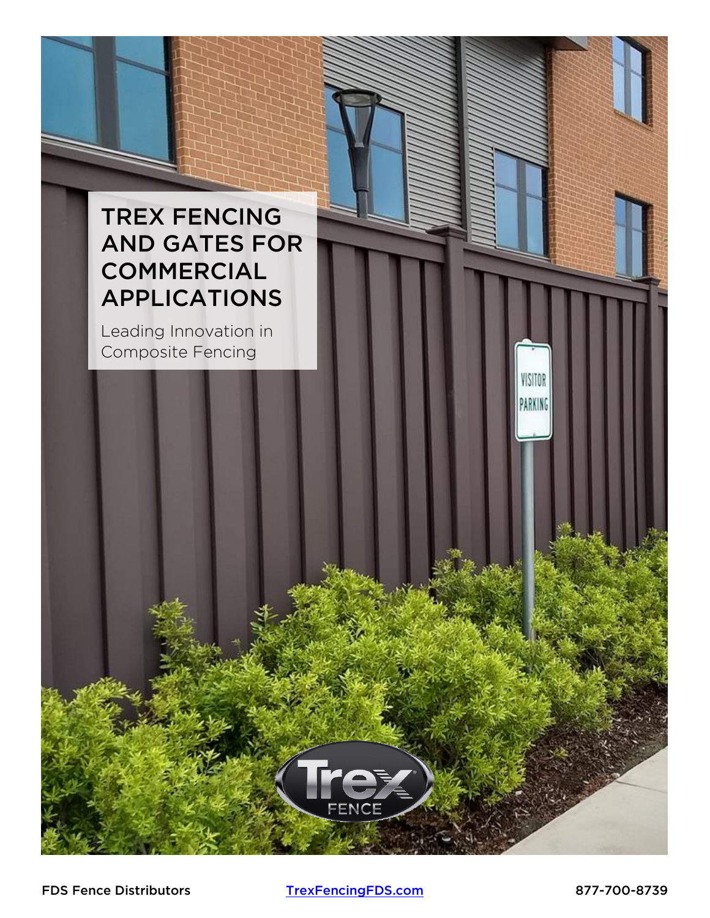# TREX FENCING AND GATES FOR COMMERCIAL APPLICATIONS

Leading Innovation in Composite Fencing

FDS Fence Distributors | TrexFencingFDS.com | 877-700-8739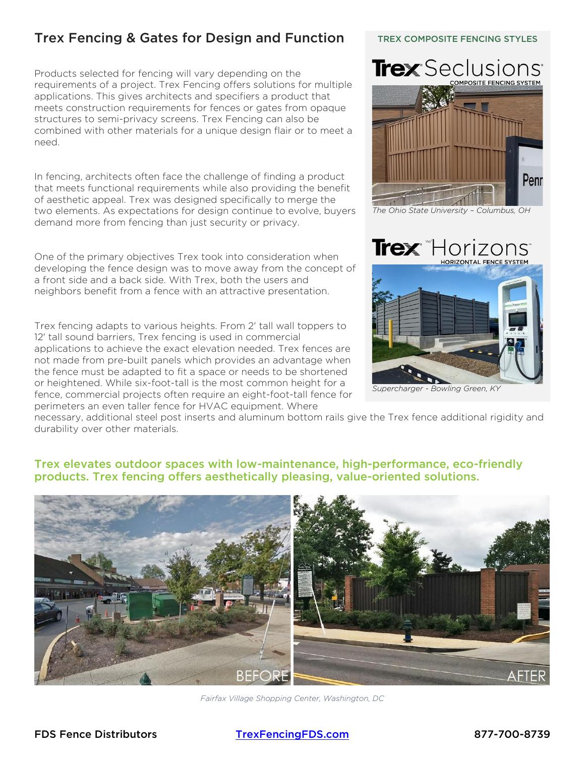# Trex Fencing & Gates for Design and Function

Products selected for fencing will vary depending on the requirements of a project. Trex Fencing offers solutions for multiple applications. This gives architects and specifiers a product that meets construction requirements for fences or gates from opaque structures to semi-privacy screens. Trex Fencing can also be combined with other materials for a unique design flair or to meet a need.

In fencing, architects often face the challenge of finding a product that meets functional requirements while also providing the benefit of aesthetic appeal. Trex was designed specifically to merge the two elements. As expectations for design continue to evolve, buyers demand more from fencing than just security or privacy.

One of the primary objectives Trex took into consideration when developing the fence design was to move away from the concept of a front side and a back side. With Trex, both the users and neighbors benefit from a fence with an attractive presentation.

Trex fencing adapts to various heights. From 2' tall wall toppers to 12' tall sound barriers, Trex fencing is used in commercial applications to achieve the exact elevation needed. Trex fences are not made from pre-built panels which provides an advantage when the fence must be adapted to fit a space or needs to be shortened or heightened. While six-foot-tall is the most common height for a fence, commercial projects often require an eight-foot-tall fence for perimeters an even taller fence for HVAC equipment. Where necessary, additional steel post inserts and aluminum bottom rails give the Trex fence additional rigidity and durability over other materials.

## TREX COMPOSITE FENCING STYLES

**Trex Seclusions** — COMPOSITE FENCING SYSTEM

*The Ohio State University – Columbus, OH*

**Trex Horizons** — HORIZONTAL FENCE SYSTEM

*Supercharger - Bowling Green, KY*

## Trex elevates outdoor spaces with low-maintenance, high-performance, eco-friendly products. Trex fencing offers aesthetically pleasing, value-oriented solutions.

BEFORE

AFTER

*Fairfax Village Shopping Center, Washington, DC*

FDS Fence Distributors | TrexFencingFDS.com | 877-700-8739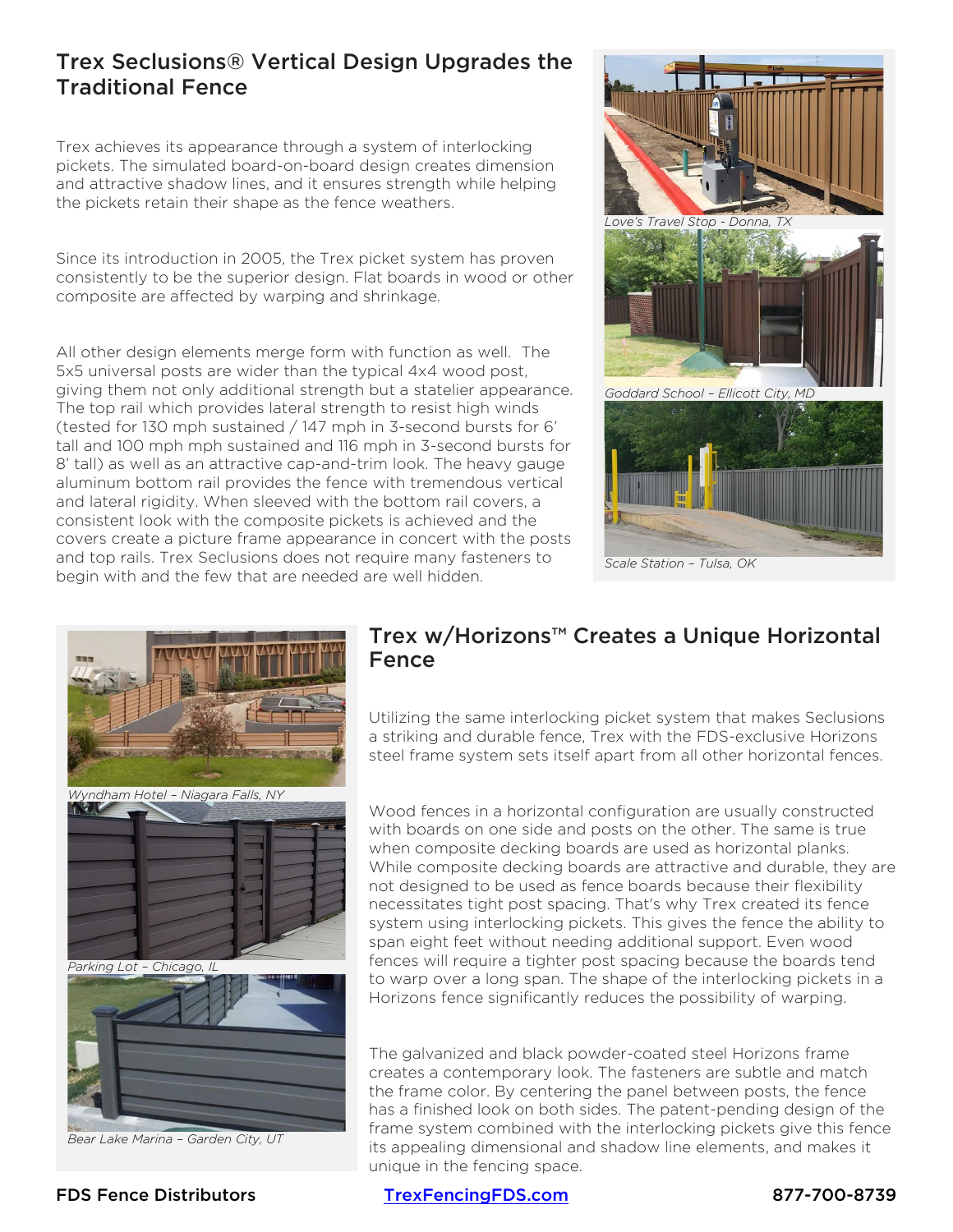## Trex Seclusions® Vertical Design Upgrades the Traditional Fence

Trex achieves its appearance through a system of interlocking pickets. The simulated board-on-board design creates dimension and attractive shadow lines, and it ensures strength while helping the pickets retain their shape as the fence weathers.

Since its introduction in 2005, the Trex picket system has proven consistently to be the superior design. Flat boards in wood or other composite are affected by warping and shrinkage.

All other design elements merge form with function as well. The 5x5 universal posts are wider than the typical 4x4 wood post, giving them not only additional strength but a statelier appearance. The top rail which provides lateral strength to resist high winds (tested for 130 mph sustained / 147 mph in 3-second bursts for 6' tall and 100 mph mph sustained and 116 mph in 3-second bursts for 8' tall) as well as an attractive cap-and-trim look. The heavy gauge aluminum bottom rail provides the fence with tremendous vertical and lateral rigidity. When sleeved with the bottom rail covers, a consistent look with the composite pickets is achieved and the covers create a picture frame appearance in concert with the posts and top rails. Trex Seclusions does not require many fasteners to begin with and the few that are needed are well hidden.

*Love's Travel Stop - Donna, TX*

*Goddard School – Ellicott City, MD*

*Scale Station – Tulsa, OK*

## Trex w/Horizons™ Creates a Unique Horizontal Fence

Utilizing the same interlocking picket system that makes Seclusions a striking and durable fence, Trex with the FDS-exclusive Horizons steel frame system sets itself apart from all other horizontal fences.

Wood fences in a horizontal configuration are usually constructed with boards on one side and posts on the other. The same is true when composite decking boards are used as horizontal planks. While composite decking boards are attractive and durable, they are not designed to be used as fence boards because their flexibility necessitates tight post spacing. That's why Trex created its fence system using interlocking pickets. This gives the fence the ability to span eight feet without needing additional support. Even wood fences will require a tighter post spacing because the boards tend to warp over a long span. The shape of the interlocking pickets in a Horizons fence significantly reduces the possibility of warping.

The galvanized and black powder-coated steel Horizons frame creates a contemporary look. The fasteners are subtle and match the frame color. By centering the panel between posts, the fence has a finished look on both sides. The patent-pending design of the frame system combined with the interlocking pickets give this fence its appealing dimensional and shadow line elements, and makes it unique in the fencing space.

*Wyndham Hotel – Niagara Falls, NY*

*Parking Lot – Chicago, IL*

*Bear Lake Marina – Garden City, UT*

**FDS Fence Distributors** | TrexFencingFDS.com | **877-700-8739**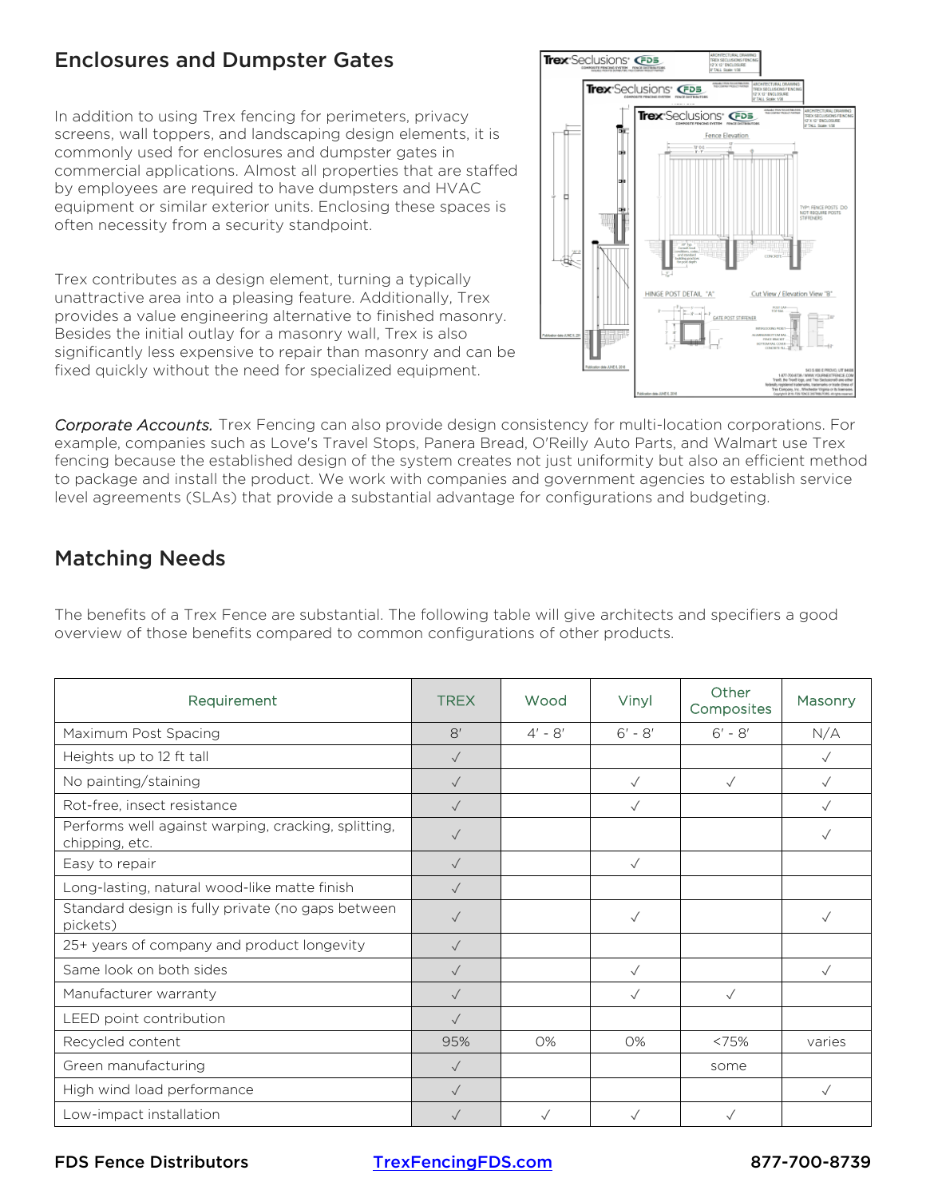## Enclosures and Dumpster Gates

In addition to using Trex fencing for perimeters, privacy screens, wall toppers, and landscaping design elements, it is commonly used for enclosures and dumpster gates in commercial applications. Almost all properties that are staffed by employees are required to have dumpsters and HVAC equipment or similar exterior units. Enclosing these spaces is often necessity from a security standpoint.

Trex contributes as a design element, turning a typically unattractive area into a pleasing feature. Additionally, Trex provides a value engineering alternative to finished masonry. Besides the initial outlay for a masonry wall, Trex is also significantly less expensive to repair than masonry and can be fixed quickly without the need for specialized equipment.

*Corporate Accounts.* Trex Fencing can also provide design consistency for multi-location corporations. For example, companies such as Love's Travel Stops, Panera Bread, O'Reilly Auto Parts, and Walmart use Trex fencing because the established design of the system creates not just uniformity but also an efficient method to package and install the product. We work with companies and government agencies to establish service level agreements (SLAs) that provide a substantial advantage for configurations and budgeting.

## Matching Needs

The benefits of a Trex Fence are substantial. The following table will give architects and specifiers a good overview of those benefits compared to common configurations of other products.

| Requirement | TREX | Wood | Vinyl | Other Composites | Masonry |
|---|---|---|---|---|---|
| Maximum Post Spacing | 8' | 4' - 8' | 6' - 8' | 6' - 8' | N/A |
| Heights up to 12 ft tall | ✓ | | | | ✓ |
| No painting/staining | ✓ | | ✓ | ✓ | ✓ |
| Rot-free, insect resistance | ✓ | | ✓ | | ✓ |
| Performs well against warping, cracking, splitting, chipping, etc. | ✓ | | | | ✓ |
| Easy to repair | ✓ | | ✓ | | |
| Long-lasting, natural wood-like matte finish | ✓ | | | | |
| Standard design is fully private (no gaps between pickets) | ✓ | | ✓ | | ✓ |
| 25+ years of company and product longevity | ✓ | | | | |
| Same look on both sides | ✓ | | ✓ | | ✓ |
| Manufacturer warranty | ✓ | | ✓ | ✓ | |
| LEED point contribution | ✓ | | | | |
| Recycled content | 95% | 0% | 0% | <75% | varies |
| Green manufacturing | ✓ | | | some | |
| High wind load performance | ✓ | | | | ✓ |
| Low-impact installation | ✓ | ✓ | ✓ | ✓ | |

FDS Fence Distributors [TrexFencingFDS.com](https://TrexFencingFDS.com) 877-700-8739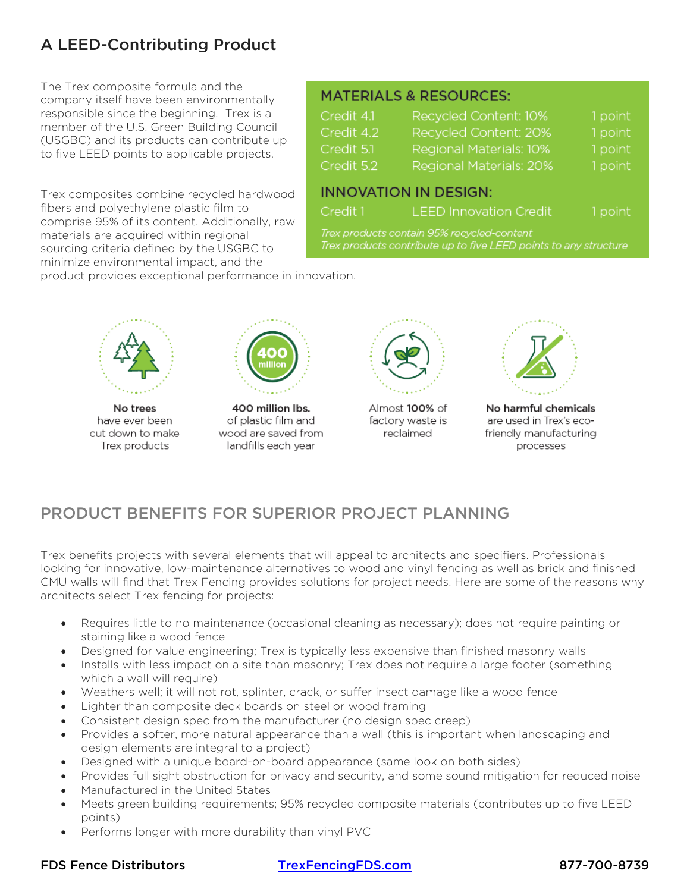## A LEED-Contributing Product

The Trex composite formula and the company itself have been environmentally responsible since the beginning. Trex is a member of the U.S. Green Building Council (USGBC) and its products can contribute up to five LEED points to applicable projects.

Trex composites combine recycled hardwood fibers and polyethylene plastic film to comprise 95% of its content. Additionally, raw materials are acquired within regional sourcing criteria defined by the USGBC to minimize environmental impact, and the product provides exceptional performance in innovation.

| MATERIALS & RESOURCES: | | |
|---|---|---|
| Credit 4.1 | Recycled Content: 10% | 1 point |
| Credit 4.2 | Recycled Content: 20% | 1 point |
| Credit 5.1 | Regional Materials: 10% | 1 point |
| Credit 5.2 | Regional Materials: 20% | 1 point |
| **INNOVATION IN DESIGN:** | | |
| Credit 1 | LEED Innovation Credit | 1 point |

*Trex products contain 95% recycled-content*
*Trex products contribute up to five LEED points to any structure*

**No trees** have ever been cut down to make Trex products

**400 million lbs.** of plastic film and wood are saved from landfills each year

Almost **100%** of factory waste is reclaimed

**No harmful chemicals** are used in Trex's eco-friendly manufacturing processes

## PRODUCT BENEFITS FOR SUPERIOR PROJECT PLANNING

Trex benefits projects with several elements that will appeal to architects and specifiers. Professionals looking for innovative, low-maintenance alternatives to wood and vinyl fencing as well as brick and finished CMU walls will find that Trex Fencing provides solutions for project needs. Here are some of the reasons why architects select Trex fencing for projects:

- Requires little to no maintenance (occasional cleaning as necessary); does not require painting or staining like a wood fence
- Designed for value engineering; Trex is typically less expensive than finished masonry walls
- Installs with less impact on a site than masonry; Trex does not require a large footer (something which a wall will require)
- Weathers well; it will not rot, splinter, crack, or suffer insect damage like a wood fence
- Lighter than composite deck boards on steel or wood framing
- Consistent design spec from the manufacturer (no design spec creep)
- Provides a softer, more natural appearance than a wall (this is important when landscaping and design elements are integral to a project)
- Designed with a unique board-on-board appearance (same look on both sides)
- Provides full sight obstruction for privacy and security, and some sound mitigation for reduced noise
- Manufactured in the United States
- Meets green building requirements; 95% recycled composite materials (contributes up to five LEED points)
- Performs longer with more durability than vinyl PVC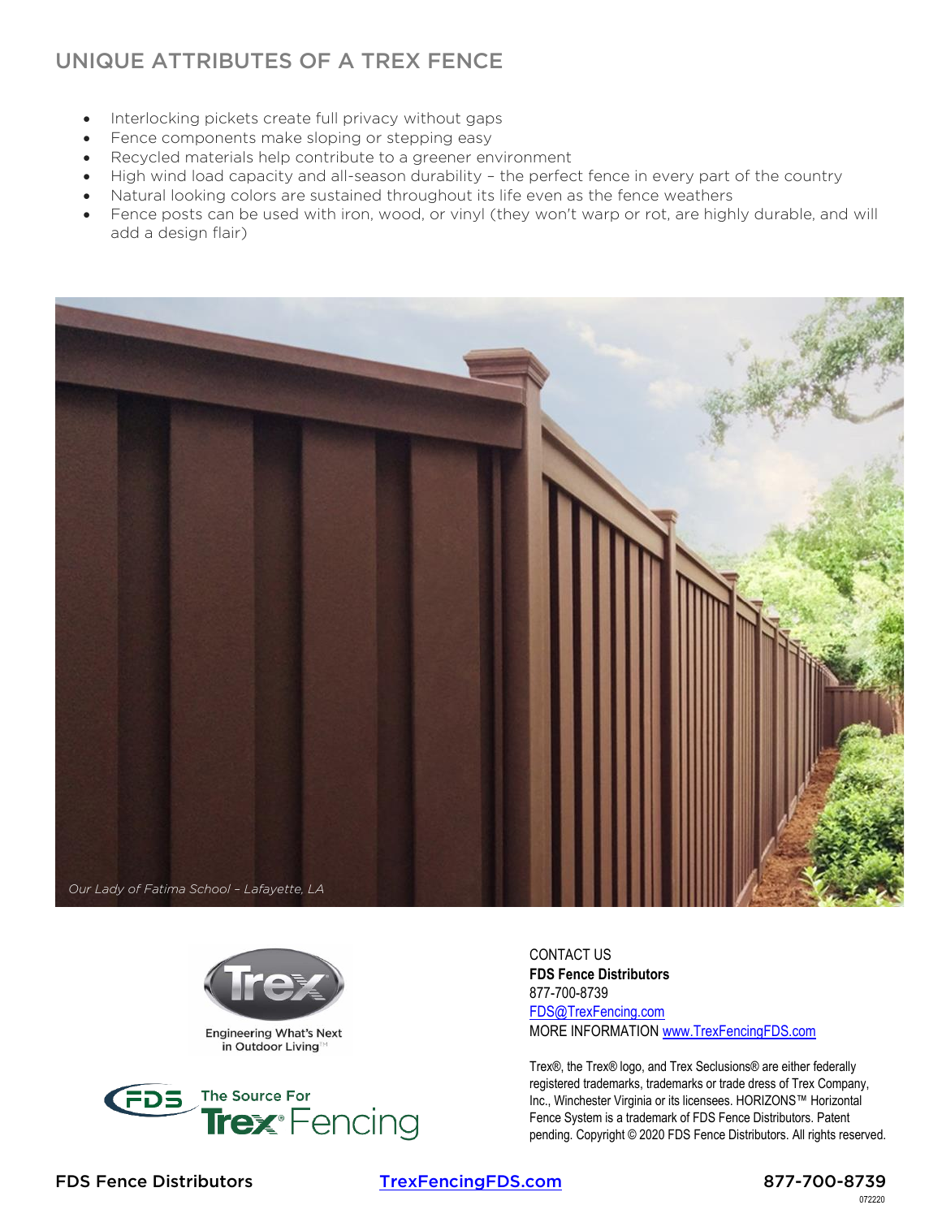## UNIQUE ATTRIBUTES OF A TREX FENCE

- Interlocking pickets create full privacy without gaps
- Fence components make sloping or stepping easy
- Recycled materials help contribute to a greener environment
- High wind load capacity and all-season durability – the perfect fence in every part of the country
- Natural looking colors are sustained throughout its life even as the fence weathers
- Fence posts can be used with iron, wood, or vinyl (they won't warp or rot, are highly durable, and will add a design flair)

*Our Lady of Fatima School – Lafayette, LA*

Engineering What's Next in Outdoor Living™

The Source For Trex® Fencing

CONTACT US
**FDS Fence Distributors**
877-700-8739
FDS@TrexFencing.com
MORE INFORMATION www.TrexFencingFDS.com

Trex®, the Trex® logo, and Trex Seclusions® are either federally registered trademarks, trademarks or trade dress of Trex Company, Inc., Winchester Virginia or its licensees. HORIZONS™ Horizontal Fence System is a trademark of FDS Fence Distributors. Patent pending. Copyright © 2020 FDS Fence Distributors. All rights reserved.

FDS Fence Distributors | TrexFencingFDS.com | 877-700-8739

072220